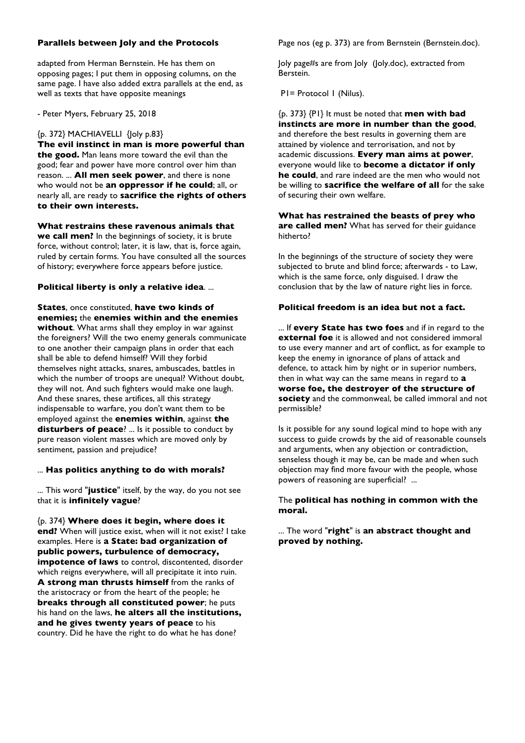**Parallels between Joly and the Protocols**

adapted from Herman Bernstein. He has them on opposing pages; I put them in opposing columns, on the same page. I have also added extra parallels at the end, as well as texts that have opposite meanings

- Peter Myers, February 25, 2018

{p. 372} MACHIAVELLI {Joly p.83}

**The evil instinct in man is more powerful than the good.** Man leans more toward the evil than the good; fear and power have more control over him than reason. ... **All men seek power**, and there is none who would not be **an oppressor if he could**; all, or nearly all, are ready to **sacrifice the rights of others to their own interests.**

**What restrains these ravenous animals that we call men?** In the beginnings of society, it is brute force, without control; later, it is law, that is, force again, ruled by certain forms. You have consulted all the sources of history; everywhere force appears before justice.

**Political liberty is only a relative idea**. ...

**States**, once constituted, **have two kinds of enemies;** the **enemies within and the enemies without**. What arms shall they employ in war against the foreigners? Will the two enemy generals communicate to one another their campaign plans in order that each shall be able to defend himself? Will they forbid themselves night attacks, snares, ambuscades, battles in which the number of troops are unequal? Without doubt, they will not. And such fighters would make one laugh. And these snares, these artifices, all this strategy indispensable to warfare, you don't want them to be employed against the **enemies within**, against **the disturbers of peace**? ... Is it possible to conduct by pure reason violent masses which are moved only by sentiment, passion and prejudice?

... **Has politics anything to do with morals?**

... This word "**justice**" itself, by the way, do you not see that it is **infinitely vague**?

{p. 374} **Where does it begin, where does it end?** When will justice exist, when will it not exist? I take examples. Here is **a State: bad organization of public powers, turbulence of democracy, impotence of laws** to control, discontented, disorder which reigns everywhere, will all precipitate it into ruin. **A strong man thrusts himself** from the ranks of the aristocracy or from the heart of the people; he **breaks through all constituted power**; he puts his hand on the laws, **he alters all the institutions, and he gives twenty years of peace** to his country. Did he have the right to do what he has done?

Page nos (eg p. 373) are from Bernstein (Bernstein.doc).

Joly page#s are from Joly (Joly.doc), extracted from Berstein.

P1= Protocol 1 (Nilus).

{p. 373} {P1} It must be noted that **men with bad instincts are more in number than the good**, and therefore the best results in governing them are attained by violence and terrorisation, and not by academic discussions. **Every man aims at power**, everyone would like to **become a dictator if only he could**, and rare indeed are the men who would not be willing to **sacrifice the welfare of all** for the sake of securing their own welfare.

**What has restrained the beasts of prey who are called men?** What has served for their guidance hitherto?

In the beginnings of the structure of society they were subjected to brute and blind force; afterwards - to Law, which is the same force, only disguised. I draw the conclusion that by the law of nature right lies in force.

**Political freedom is an idea but not a fact.**

... If **every State has two foes** and if in regard to the **external foe** it is allowed and not considered immoral to use every manner and art of conflict, as for example to keep the enemy in ignorance of plans of attack and defence, to attack him by night or in superior numbers, then in what way can the same means in regard to **a worse foe, the destroyer of the structure of society** and the commonweal, be called immoral and not permissible?

Is it possible for any sound logical mind to hope with any success to guide crowds by the aid of reasonable counsels and arguments, when any objection or contradiction, senseless though it may be, can be made and when such objection may find more favour with the people, whose powers of reasoning are superficial? ...

The **political has nothing in common with the moral.**

... The word "**right**" is **an abstract thought and proved by nothing.**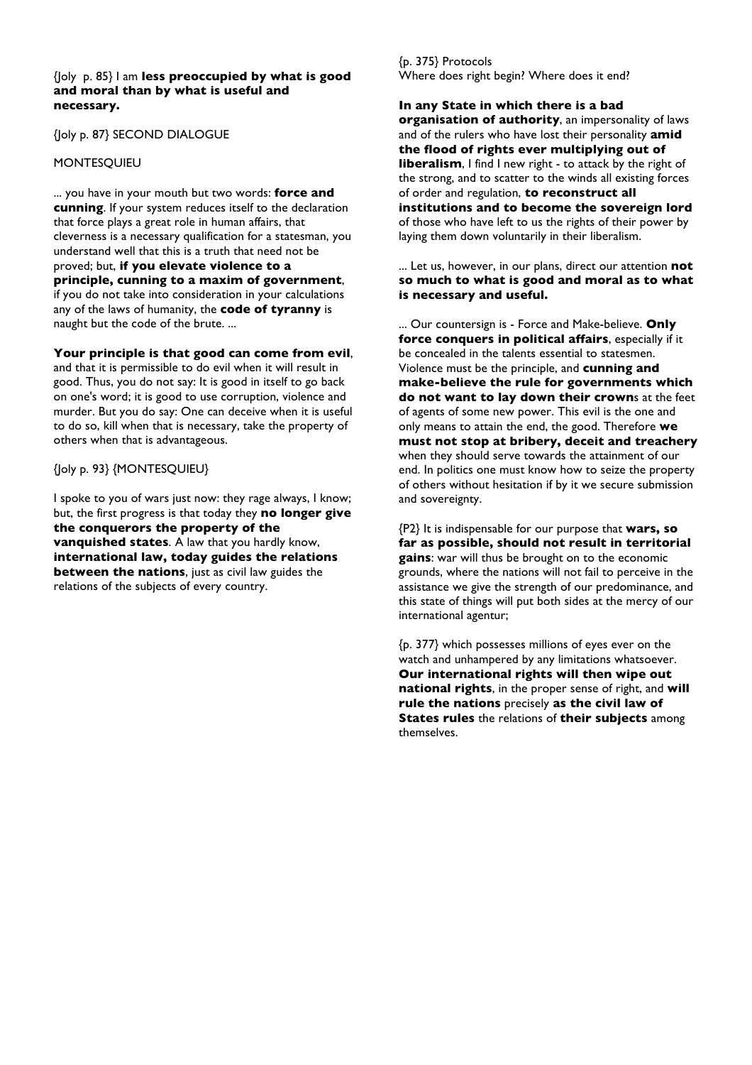{Joly p. 85} I am **less preoccupied by what is good and moral than by what is useful and necessary.**

{Joly p. 87} SECOND DIALOGUE

MONTESQUIEU

... you have in your mouth but two words: **force and cunning**. If your system reduces itself to the declaration that force plays a great role in human affairs, that cleverness is a necessary qualification for a statesman, you understand well that this is a truth that need not be proved; but, **if you elevate violence to a principle, cunning to a maxim of government**, if you do not take into consideration in your calculations any of the laws of humanity, the **code of tyranny** is naught but the code of the brute. ...

**Your principle is that good can come from evil**, and that it is permissible to do evil when it will result in good. Thus, you do not say: It is good in itself to go back on one's word; it is good to use corruption, violence and murder. But you do say: One can deceive when it is useful to do so, kill when that is necessary, take the property of others when that is advantageous.

{Joly p. 93} {MONTESQUIEU}

I spoke to you of wars just now: they rage always, I know; but, the first progress is that today they **no longer give the conquerors the property of the vanquished states**. A law that you hardly know, **international law, today guides the relations between the nations**, just as civil law guides the relations of the subjects of every country.

{p. 375} Protocols
Where does right begin? Where does it end?

**In any State in which there is a bad organisation of authority**, an impersonality of laws and of the rulers who have lost their personality **amid the flood of rights ever multiplying out of liberalism**, I find I new right - to attack by the right of the strong, and to scatter to the winds all existing forces of order and regulation, **to reconstruct all institutions and to become the sovereign lord** of those who have left to us the rights of their power by laying them down voluntarily in their liberalism.

... Let us, however, in our plans, direct our attention **not so much to what is good and moral as to what is necessary and useful.**

... Our countersign is - Force and Make-believe. **Only force conquers in political affairs**, especially if it be concealed in the talents essential to statesmen. Violence must be the principle, and **cunning and make-believe the rule for governments which do not want to lay down their crown**s at the feet of agents of some new power. This evil is the one and only means to attain the end, the good. Therefore **we must not stop at bribery, deceit and treachery** when they should serve towards the attainment of our end. In politics one must know how to seize the property of others without hesitation if by it we secure submission and sovereignty.

{P2} It is indispensable for our purpose that **wars, so far as possible, should not result in territorial gains**: war will thus be brought on to the economic grounds, where the nations will not fail to perceive in the assistance we give the strength of our predominance, and this state of things will put both sides at the mercy of our international agentur;

{p. 377} which possesses millions of eyes ever on the watch and unhampered by any limitations whatsoever. **Our international rights will then wipe out national rights**, in the proper sense of right, and **will rule the nations** precisely **as the civil law of States rules** the relations of **their subjects** among themselves.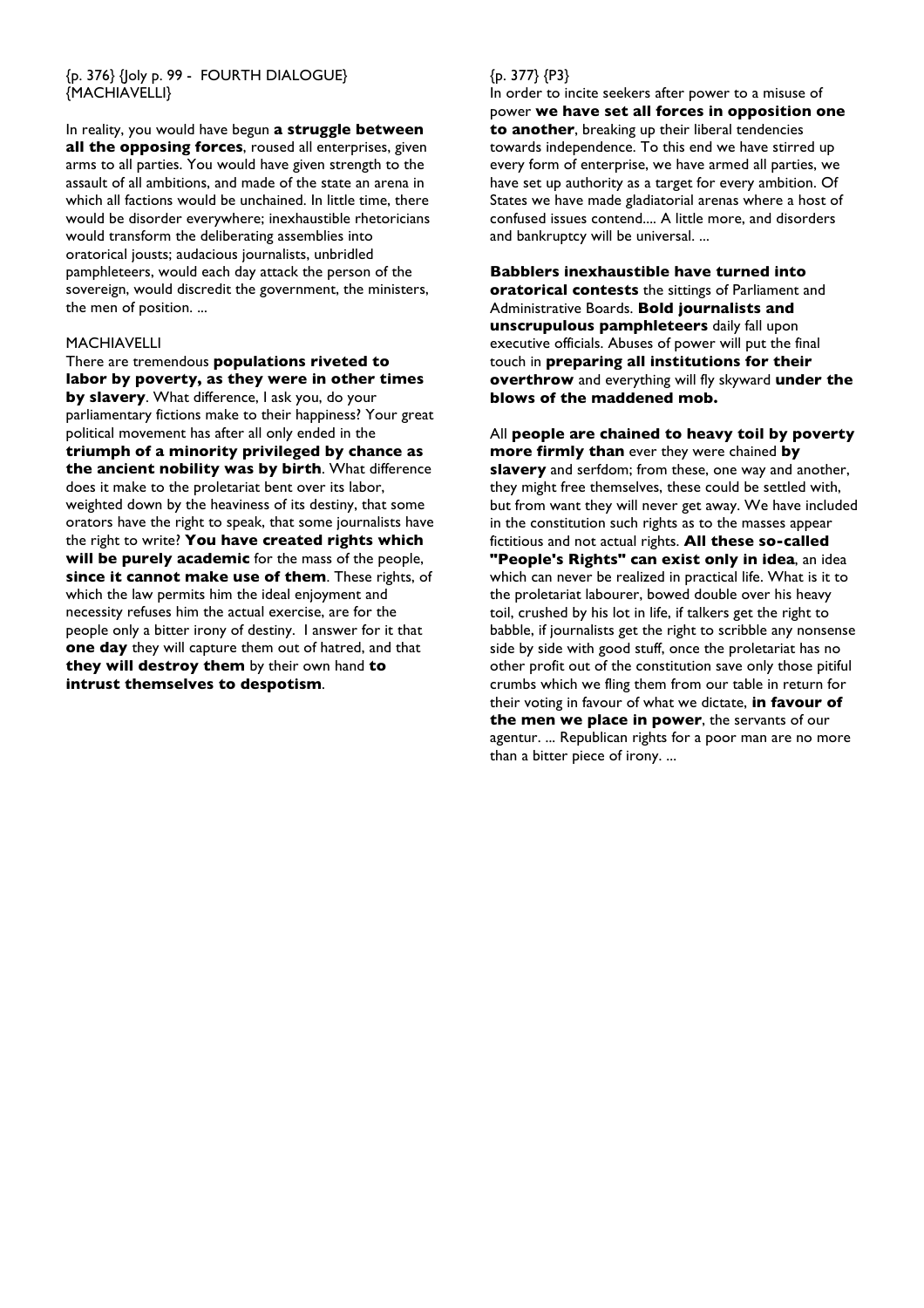{p. 376} {Joly p. 99 - FOURTH DIALOGUE} {MACHIAVELLI}

In reality, you would have begun **a struggle between all the opposing forces**, roused all enterprises, given arms to all parties. You would have given strength to the assault of all ambitions, and made of the state an arena in which all factions would be unchained. In little time, there would be disorder everywhere; inexhaustible rhetoricians would transform the deliberating assemblies into oratorical jousts; audacious journalists, unbridled pamphleteers, would each day attack the person of the sovereign, would discredit the government, the ministers, the men of position. ...

MACHIAVELLI

There are tremendous **populations riveted to labor by poverty, as they were in other times by slavery**. What difference, I ask you, do your parliamentary fictions make to their happiness? Your great political movement has after all only ended in the **triumph of a minority privileged by chance as the ancient nobility was by birth**. What difference does it make to the proletariat bent over its labor, weighted down by the heaviness of its destiny, that some orators have the right to speak, that some journalists have the right to write? **You have created rights which will be purely academic** for the mass of the people, **since it cannot make use of them**. These rights, of which the law permits him the ideal enjoyment and necessity refuses him the actual exercise, are for the people only a bitter irony of destiny. I answer for it that **one day** they will capture them out of hatred, and that **they will destroy them** by their own hand **to intrust themselves to despotism**.

{p. 377} {P3}

In order to incite seekers after power to a misuse of power **we have set all forces in opposition one to another**, breaking up their liberal tendencies towards independence. To this end we have stirred up every form of enterprise, we have armed all parties, we have set up authority as a target for every ambition. Of States we have made gladiatorial arenas where a host of confused issues contend.... A little more, and disorders and bankruptcy will be universal. ...

**Babblers inexhaustible have turned into oratorical contests** the sittings of Parliament and Administrative Boards. **Bold journalists and unscrupulous pamphleteers** daily fall upon executive officials. Abuses of power will put the final touch in **preparing all institutions for their overthrow** and everything will fly skyward **under the blows of the maddened mob.**

All **people are chained to heavy toil by poverty more firmly than** ever they were chained **by slavery** and serfdom; from these, one way and another, they might free themselves, these could be settled with, but from want they will never get away. We have included in the constitution such rights as to the masses appear fictitious and not actual rights. **All these so-called "People's Rights" can exist only in idea**, an idea which can never be realized in practical life. What is it to the proletariat labourer, bowed double over his heavy toil, crushed by his lot in life, if talkers get the right to babble, if journalists get the right to scribble any nonsense side by side with good stuff, once the proletariat has no other profit out of the constitution save only those pitiful crumbs which we fling them from our table in return for their voting in favour of what we dictate, **in favour of the men we place in power**, the servants of our agentur. ... Republican rights for a poor man are no more than a bitter piece of irony. ...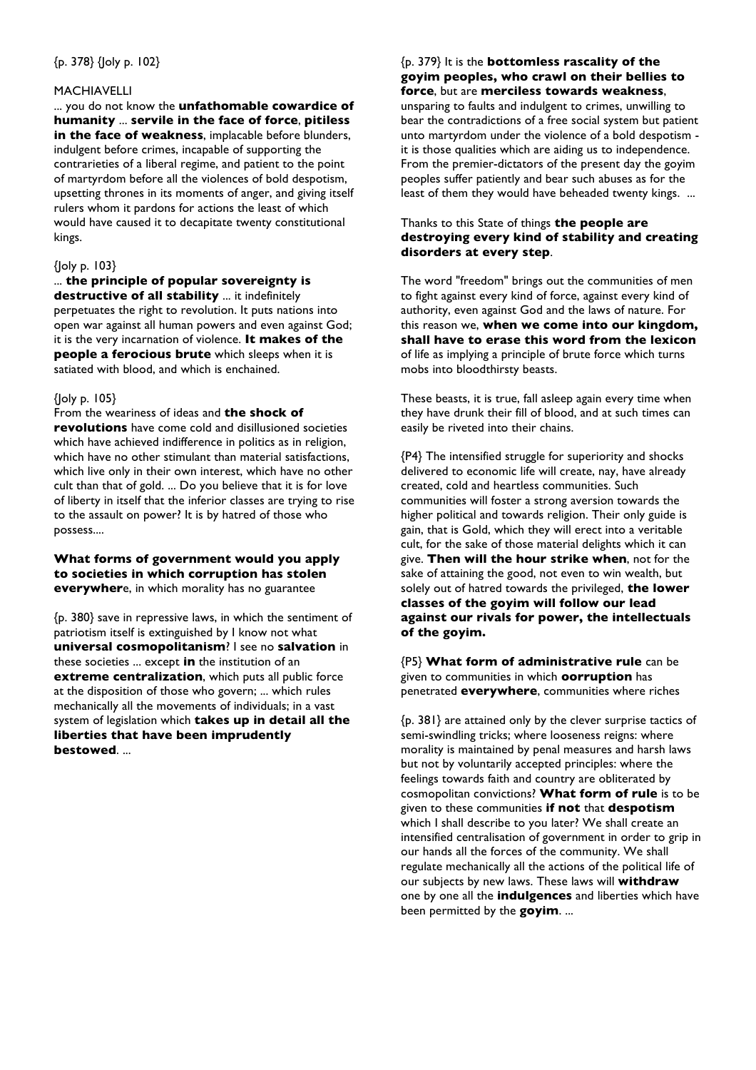{p. 378} {Joly p. 102}

MACHIAVELLI

... you do not know the **unfathomable cowardice of humanity** ... **servile in the face of force**, **pitiless in the face of weakness**, implacable before blunders, indulgent before crimes, incapable of supporting the contrarieties of a liberal regime, and patient to the point of martyrdom before all the violences of bold despotism, upsetting thrones in its moments of anger, and giving itself rulers whom it pardons for actions the least of which would have caused it to decapitate twenty constitutional kings.

{Joly p. 103}

... **the principle of popular sovereignty is destructive of all stability** ... it indefinitely perpetuates the right to revolution. It puts nations into open war against all human powers and even against God; it is the very incarnation of violence. **It makes of the people a ferocious brute** which sleeps when it is satiated with blood, and which is enchained.

{Joly p. 105}

From the weariness of ideas and **the shock of revolutions** have come cold and disillusioned societies which have achieved indifference in politics as in religion, which have no other stimulant than material satisfactions, which live only in their own interest, which have no other cult than that of gold. ... Do you believe that it is for love of liberty in itself that the inferior classes are trying to rise to the assault on power? It is by hatred of those who possess....

**What forms of government would you apply to societies in which corruption has stolen everywher**e, in which morality has no guarantee

{p. 380} save in repressive laws, in which the sentiment of patriotism itself is extinguished by I know not what **universal cosmopolitanism**? I see no **salvation** in these societies ... except **in** the institution of an **extreme centralization**, which puts all public force at the disposition of those who govern; ... which rules mechanically all the movements of individuals; in a vast system of legislation which **takes up in detail all the liberties that have been imprudently bestowed**. ...

{p. 379} It is the **bottomless rascality of the goyim peoples, who crawl on their bellies to force**, but are **merciless towards weakness**, unsparing to faults and indulgent to crimes, unwilling to bear the contradictions of a free social system but patient unto martyrdom under the violence of a bold despotism - it is those qualities which are aiding us to independence. From the premier-dictators of the present day the goyim peoples suffer patiently and bear such abuses as for the least of them they would have beheaded twenty kings. ...

Thanks to this State of things **the people are destroying every kind of stability and creating disorders at every step**.

The word "freedom" brings out the communities of men to fight against every kind of force, against every kind of authority, even against God and the laws of nature. For this reason we, **when we come into our kingdom, shall have to erase this word from the lexicon** of life as implying a principle of brute force which turns mobs into bloodthirsty beasts.

These beasts, it is true, fall asleep again every time when they have drunk their fill of blood, and at such times can easily be riveted into their chains.

{P4} The intensified struggle for superiority and shocks delivered to economic life will create, nay, have already created, cold and heartless communities. Such communities will foster a strong aversion towards the higher political and towards religion. Their only guide is gain, that is Gold, which they will erect into a veritable cult, for the sake of those material delights which it can give. **Then will the hour strike when**, not for the sake of attaining the good, not even to win wealth, but solely out of hatred towards the privileged, **the lower classes of the goyim will follow our lead against our rivals for power, the intellectuals of the goyim.**

{P5} **What form of administrative rule** can be given to communities in which **oorruption** has penetrated **everywhere**, communities where riches

{p. 381} are attained only by the clever surprise tactics of semi-swindling tricks; where looseness reigns: where morality is maintained by penal measures and harsh laws but not by voluntarily accepted principles: where the feelings towards faith and country are obliterated by cosmopolitan convictions? **What form of rule** is to be given to these communities **if not** that **despotism** which I shall describe to you later? We shall create an intensified centralisation of government in order to grip in our hands all the forces of the community. We shall regulate mechanically all the actions of the political life of our subjects by new laws. These laws will **withdraw** one by one all the **indulgences** and liberties which have been permitted by the **goyim**. ...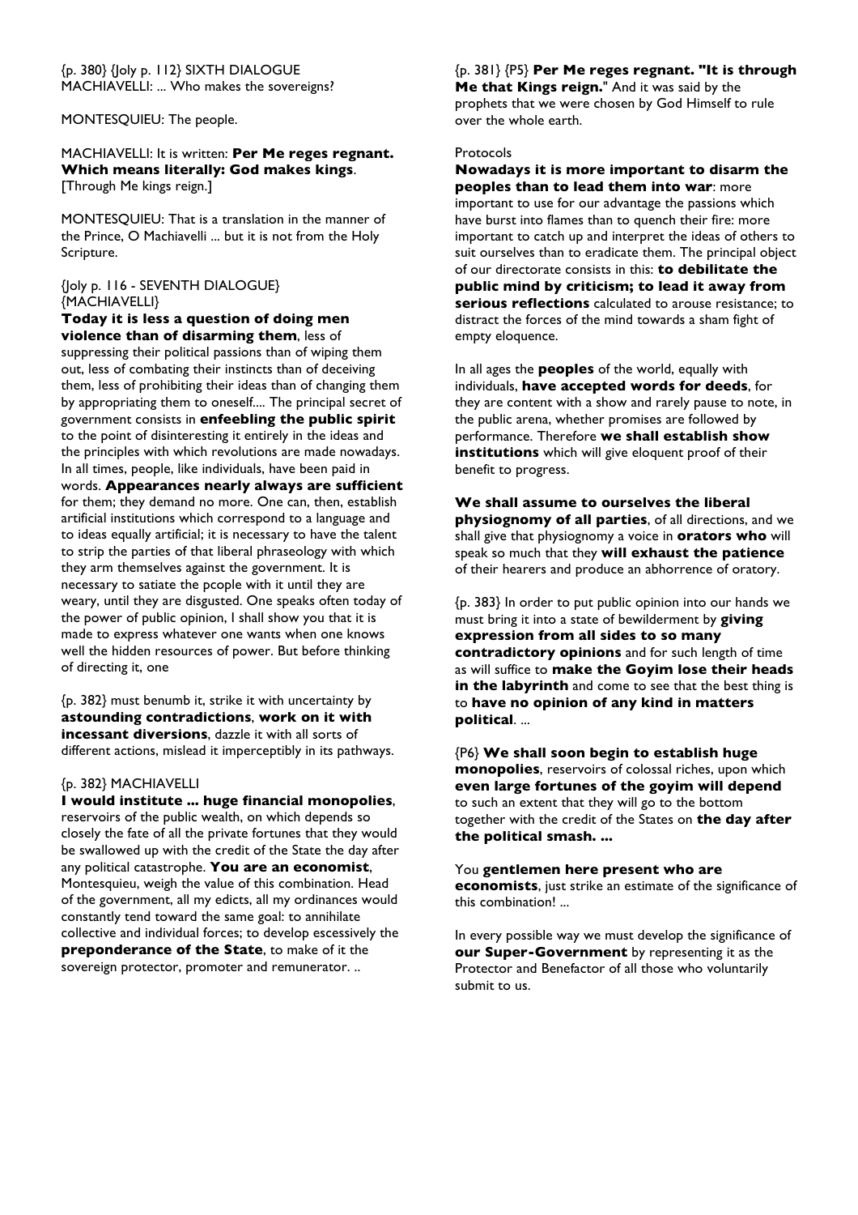{p. 380} {Joly p. 112} SIXTH DIALOGUE
MACHIAVELLI: ... Who makes the sovereigns?

MONTESQUIEU: The people.

MACHIAVELLI: It is written: **Per Me reges regnant. Which means literally: God makes kings**. [Through Me kings reign.]

MONTESQUIEU: That is a translation in the manner of the Prince, O Machiavelli ... but it is not from the Holy Scripture.

{Joly p. 116 - SEVENTH DIALOGUE}
{MACHIAVELLI}
**Today it is less a question of doing men violence than of disarming them**, less of suppressing their political passions than of wiping them out, less of combating their instincts than of deceiving them, less of prohibiting their ideas than of changing them by appropriating them to oneself.... The principal secret of government consists in **enfeebling the public spirit** to the point of disinteresting it entirely in the ideas and the principles with which revolutions are made nowadays. In all times, people, like individuals, have been paid in words. **Appearances nearly always are sufficient** for them; they demand no more. One can, then, establish artificial institutions which correspond to a language and to ideas equally artificial; it is necessary to have the talent to strip the parties of that liberal phraseology with which they arm themselves against the government. It is necessary to satiate the pcople with it until they are weary, until they are disgusted. One speaks often today of the power of public opinion, I shall show you that it is made to express whatever one wants when one knows well the hidden resources of power. But before thinking of directing it, one

{p. 382} must benumb it, strike it with uncertainty by **astounding contradictions**, **work on it with incessant diversions**, dazzle it with all sorts of different actions, mislead it imperceptibly in its pathways.

{p. 382} MACHIAVELLI
**I would institute ... huge financial monopolies**, reservoirs of the public wealth, on which depends so closely the fate of all the private fortunes that they would be swallowed up with the credit of the State the day after any political catastrophe. **You are an economist**, Montesquieu, weigh the value of this combination. Head of the government, all my edicts, all my ordinances would constantly tend toward the same goal: to annihilate collective and individual forces; to develop escessively the **preponderance of the State**, to make of it the sovereign protector, promoter and remunerator. ..

{p. 381} {P5} **Per Me reges regnant. "It is through Me that Kings reign.**" And it was said by the prophets that we were chosen by God Himself to rule over the whole earth.

Protocols
**Nowadays it is more important to disarm the peoples than to lead them into war**: more important to use for our advantage the passions which have burst into flames than to quench their fire: more important to catch up and interpret the ideas of others to suit ourselves than to eradicate them. The principal object of our directorate consists in this: **to debilitate the public mind by criticism; to lead it away from serious reflections** calculated to arouse resistance; to distract the forces of the mind towards a sham fight of empty eloquence.

In all ages the **peoples** of the world, equally with individuals, **have accepted words for deeds**, for they are content with a show and rarely pause to note, in the public arena, whether promises are followed by performance. Therefore **we shall establish show institutions** which will give eloquent proof of their benefit to progress.

**We shall assume to ourselves the liberal physiognomy of all parties**, of all directions, and we shall give that physiognomy a voice in **orators who** will speak so much that they **will exhaust the patience** of their hearers and produce an abhorrence of oratory.

{p. 383} In order to put public opinion into our hands we must bring it into a state of bewilderment by **giving expression from all sides to so many contradictory opinions** and for such length of time as will suffice to **make the Goyim lose their heads in the labyrinth** and come to see that the best thing is to **have no opinion of any kind in matters political**. ...

{P6} **We shall soon begin to establish huge monopolies**, reservoirs of colossal riches, upon which **even large fortunes of the goyim will depend** to such an extent that they will go to the bottom together with the credit of the States on **the day after the political smash. ...**

You **gentlemen here present who are economists**, just strike an estimate of the significance of this combination! ...

In every possible way we must develop the significance of **our Super-Government** by representing it as the Protector and Benefactor of all those who voluntarily submit to us.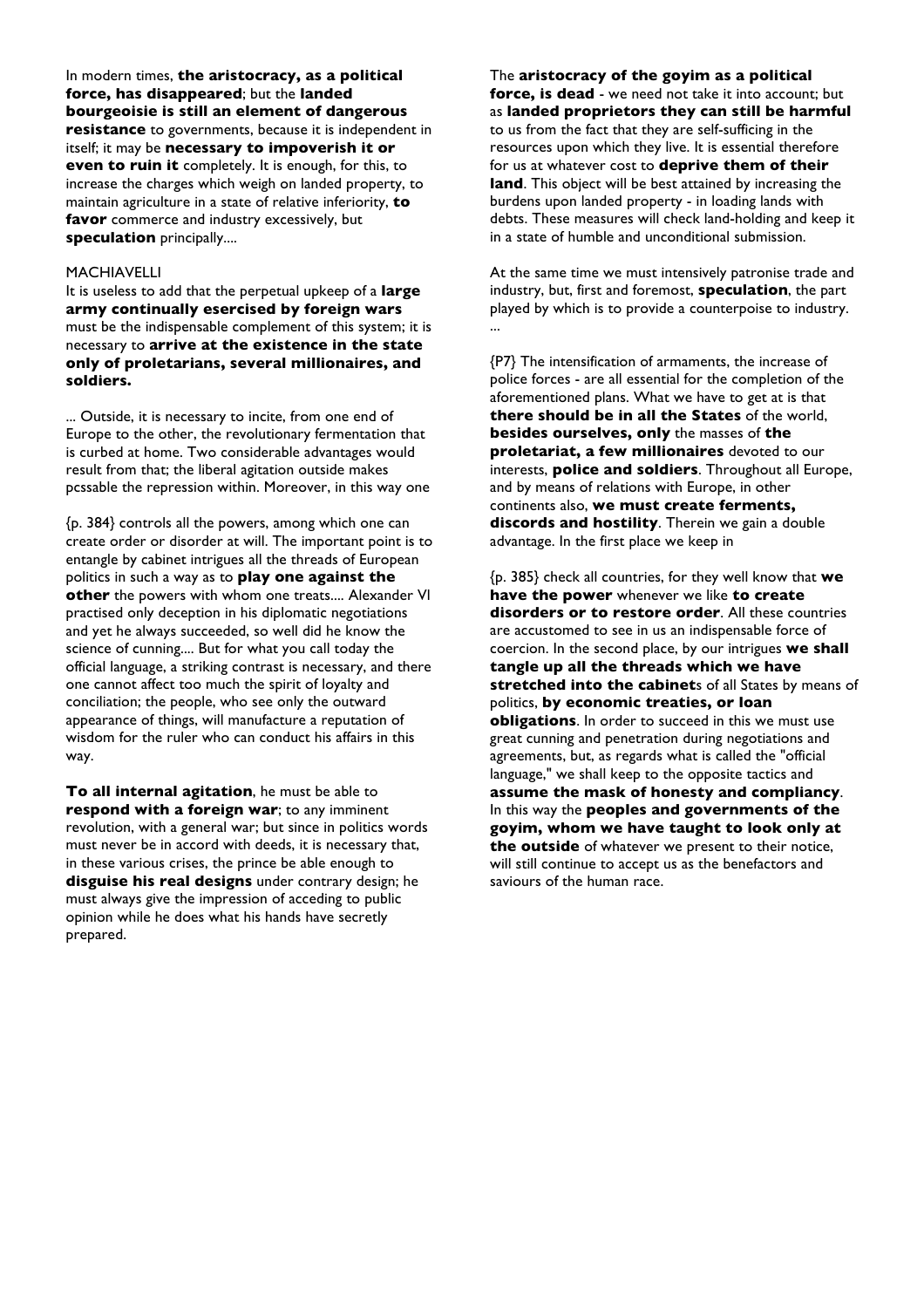In modern times, **the aristocracy, as a political force, has disappeared**; but the **landed bourgeoisie is still an element of dangerous resistance** to governments, because it is independent in itself; it may be **necessary to impoverish it or even to ruin it** completely. It is enough, for this, to increase the charges which weigh on landed property, to maintain agriculture in a state of relative inferiority, **to favor** commerce and industry excessively, but **speculation** principally....

MACHIAVELLI

It is useless to add that the perpetual upkeep of a **large army continually esercised by foreign wars** must be the indispensable complement of this system; it is necessary to **arrive at the existence in the state only of proletarians, several millionaires, and soldiers.**

... Outside, it is necessary to incite, from one end of Europe to the other, the revolutionary fermentation that is curbed at home. Two considerable advantages would result from that; the liberal agitation outside makes pcssable the repression within. Moreover, in this way one

{p. 384} controls all the powers, among which one can create order or disorder at will. The important point is to entangle by cabinet intrigues all the threads of European politics in such a way as to **play one against the other** the powers with whom one treats.... Alexander VI practised only deception in his diplomatic negotiations and yet he always succeeded, so well did he know the science of cunning.... But for what you call today the official language, a striking contrast is necessary, and there one cannot affect too much the spirit of loyalty and conciliation; the people, who see only the outward appearance of things, will manufacture a reputation of wisdom for the ruler who can conduct his affairs in this way.

**To all internal agitation**, he must be able to **respond with a foreign war**; to any imminent revolution, with a general war; but since in politics words must never be in accord with deeds, it is necessary that, in these various crises, the prince be able enough to **disguise his real designs** under contrary design; he must always give the impression of acceding to public opinion while he does what his hands have secretly prepared.

The **aristocracy of the goyim as a political force, is dead** - we need not take it into account; but as **landed proprietors they can still be harmful** to us from the fact that they are self-sufficing in the resources upon which they live. It is essential therefore for us at whatever cost to **deprive them of their land**. This object will be best attained by increasing the burdens upon landed property - in loading lands with debts. These measures will check land-holding and keep it in a state of humble and unconditional submission.

At the same time we must intensively patronise trade and industry, but, first and foremost, **speculation**, the part played by which is to provide a counterpoise to industry. ...

{P7} The intensification of armaments, the increase of police forces - are all essential for the completion of the aforementioned plans. What we have to get at is that **there should be in all the States** of the world, **besides ourselves, only** the masses of **the proletariat, a few millionaires** devoted to our interests, **police and soldiers**. Throughout all Europe, and by means of relations with Europe, in other continents also, **we must create ferments, discords and hostility**. Therein we gain a double advantage. In the first place we keep in

{p. 385} check all countries, for they well know that **we have the power** whenever we like **to create disorders or to restore order**. All these countries are accustomed to see in us an indispensable force of coercion. In the second place, by our intrigues **we shall tangle up all the threads which we have stretched into the cabinet**s of all States by means of politics, **by economic treaties, or loan obligations**. In order to succeed in this we must use great cunning and penetration during negotiations and agreements, but, as regards what is called the "official language," we shall keep to the opposite tactics and **assume the mask of honesty and compliancy**. In this way the **peoples and governments of the goyim, whom we have taught to look only at the outside** of whatever we present to their notice, will still continue to accept us as the benefactors and saviours of the human race.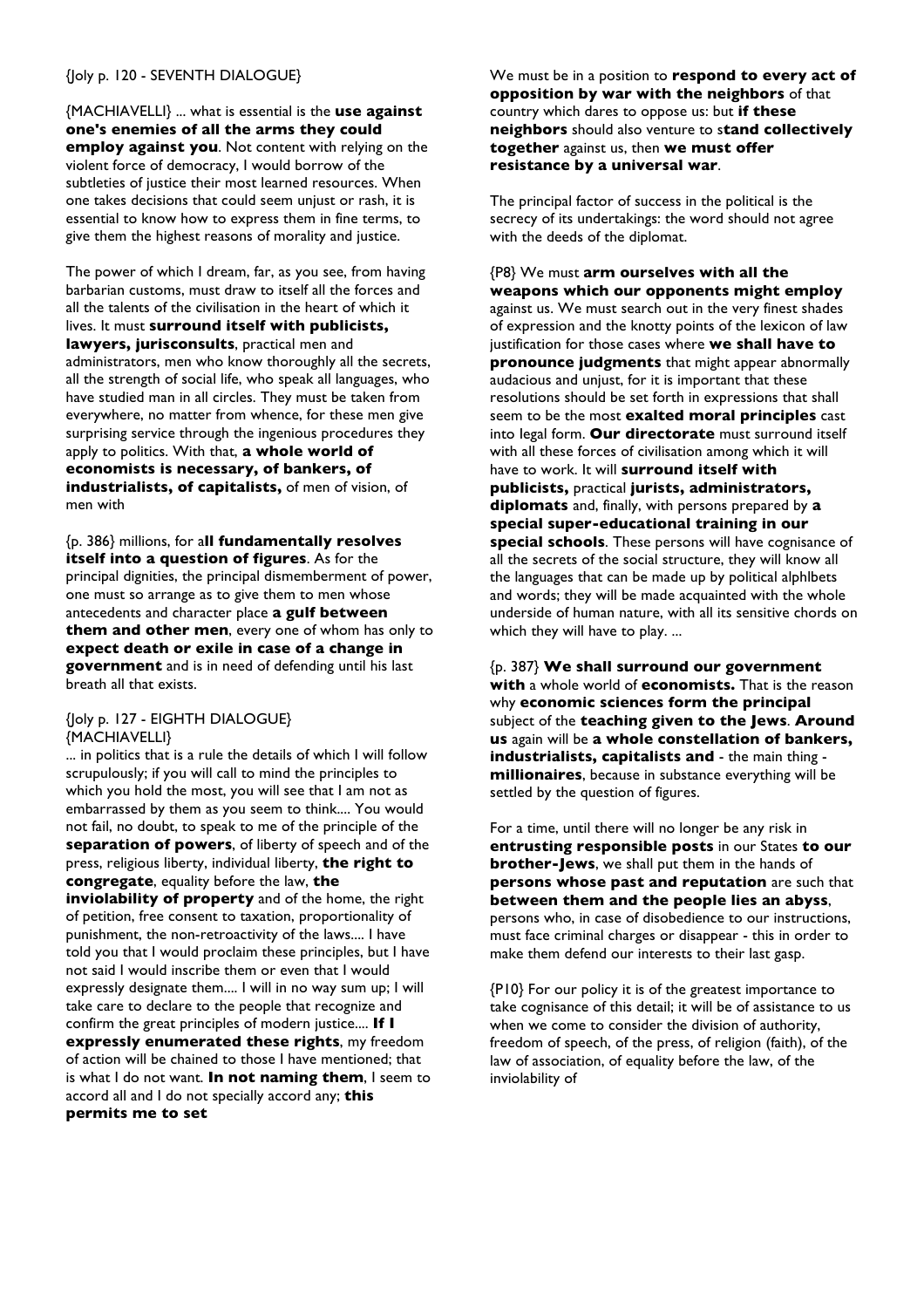{Joly p. 120 - SEVENTH DIALOGUE}

{MACHIAVELLI} ... what is essential is the **use against one's enemies of all the arms they could employ against you**. Not content with relying on the violent force of democracy, I would borrow of the subtleties of justice their most learned resources. When one takes decisions that could seem unjust or rash, it is essential to know how to express them in fine terms, to give them the highest reasons of morality and justice.

The power of which I dream, far, as you see, from having barbarian customs, must draw to itself all the forces and all the talents of the civilisation in the heart of which it lives. It must **surround itself with publicists, lawyers, jurisconsults**, practical men and administrators, men who know thoroughly all the secrets, all the strength of social life, who speak all languages, who have studied man in all circles. They must be taken from everywhere, no matter from whence, for these men give surprising service through the ingenious procedures they apply to politics. With that, **a whole world of economists is necessary, of bankers, of industrialists, of capitalists,** of men of vision, of men with

{p. 386} millions, for a**ll fundamentally resolves itself into a question of figures**. As for the principal dignities, the principal dismemberment of power, one must so arrange as to give them to men whose antecedents and character place **a gulf between them and other men**, every one of whom has only to **expect death or exile in case of a change in government** and is in need of defending until his last breath all that exists.

{Joly p. 127 - EIGHTH DIALOGUE}
{MACHIAVELLI}

... in politics that is a rule the details of which I will follow scrupulously; if you will call to mind the principles to which you hold the most, you will see that I am not as embarrassed by them as you seem to think.... You would not fail, no doubt, to speak to me of the principle of the **separation of powers**, of liberty of speech and of the press, religious liberty, individual liberty, **the right to congregate**, equality before the law, **the inviolability of property** and of the home, the right of petition, free consent to taxation, proportionality of punishment, the non-retroactivity of the laws.... I have told you that I would proclaim these principles, but I have not said I would inscribe them or even that I would expressly designate them.... I will in no way sum up; I will take care to declare to the people that recognize and confirm the great principles of modern justice.... **If I expressly enumerated these rights**, my freedom of action will be chained to those I have mentioned; that is what I do not want. **In not naming them**, I seem to accord all and I do not specially accord any; **this permits me to set**

We must be in a position to **respond to every act of opposition by war with the neighbors** of that country which dares to oppose us: but **if these neighbors** should also venture to s**tand collectively together** against us, then **we must offer resistance by a universal war**.

The principal factor of success in the political is the secrecy of its undertakings: the word should not agree with the deeds of the diplomat.

{P8} We must **arm ourselves with all the weapons which our opponents might employ** against us. We must search out in the very finest shades of expression and the knotty points of the lexicon of law justification for those cases where **we shall have to pronounce judgments** that might appear abnormally audacious and unjust, for it is important that these resolutions should be set forth in expressions that shall seem to be the most **exalted moral principles** cast into legal form. **Our directorate** must surround itself with all these forces of civilisation among which it will have to work. It will **surround itself with publicists,** practical **jurists, administrators, diplomats** and, finally, with persons prepared by **a special super-educational training in our special schools**. These persons will have cognisance of all the secrets of the social structure, they will know all the languages that can be made up by political alphlbets and words; they will be made acquainted with the whole underside of human nature, with all its sensitive chords on which they will have to play. ...

{p. 387} **We shall surround our government with** a whole world of **economists.** That is the reason why **economic sciences form the principal** subject of the **teaching given to the Jews**. **Around us** again will be **a whole constellation of bankers, industrialists, capitalists and** - the main thing - **millionaires**, because in substance everything will be settled by the question of figures.

For a time, until there will no longer be any risk in **entrusting responsible posts** in our States **to our brother-Jews**, we shall put them in the hands of **persons whose past and reputation** are such that **between them and the people lies an abyss**, persons who, in case of disobedience to our instructions, must face criminal charges or disappear - this in order to make them defend our interests to their last gasp.

{P10} For our policy it is of the greatest importance to take cognisance of this detail; it will be of assistance to us when we come to consider the division of authority, freedom of speech, of the press, of religion (faith), of the law of association, of equality before the law, of the inviolability of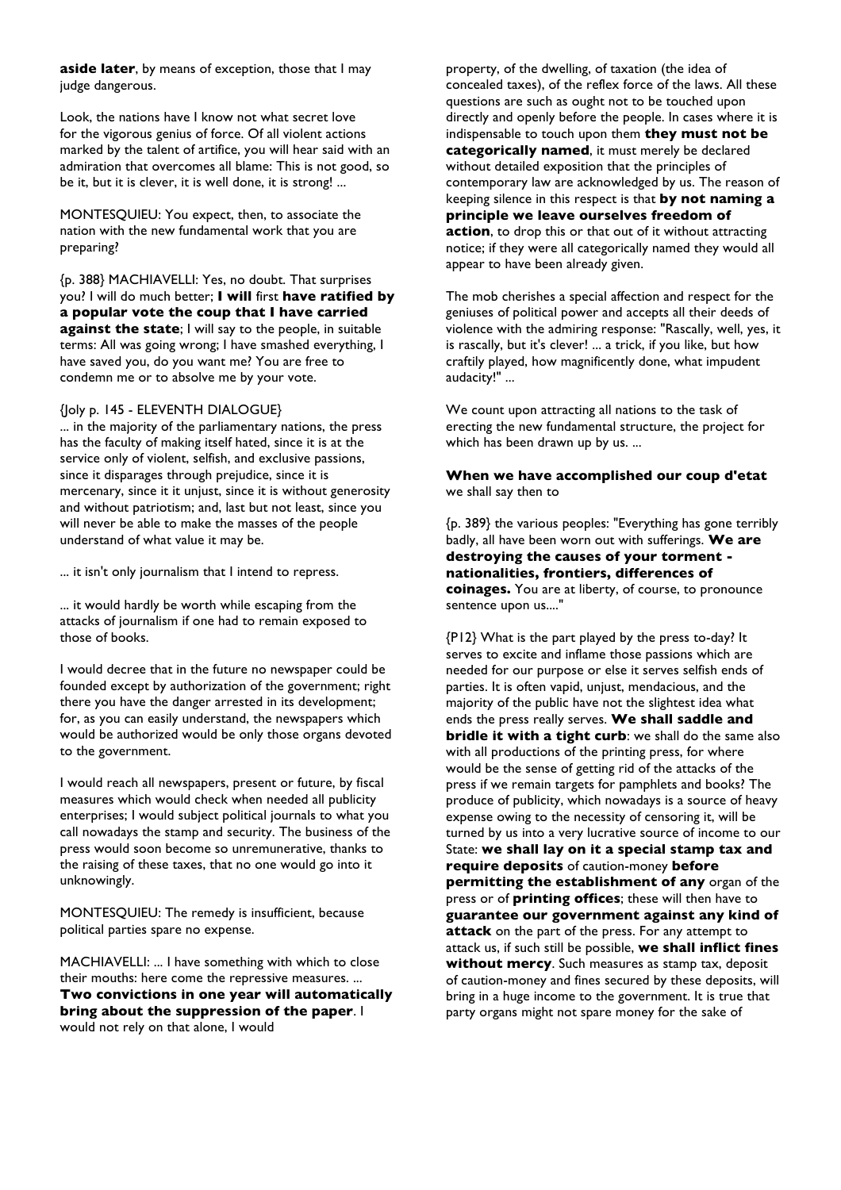**aside later**, by means of exception, those that I may judge dangerous.

Look, the nations have I know not what secret love for the vigorous genius of force. Of all violent actions marked by the talent of artifice, you will hear said with an admiration that overcomes all blame: This is not good, so be it, but it is clever, it is well done, it is strong! ...

MONTESQUIEU: You expect, then, to associate the nation with the new fundamental work that you are preparing?

{p. 388} MACHIAVELLI: Yes, no doubt. That surprises you? I will do much better; **I will** first **have ratified by a popular vote the coup that I have carried against the state**; I will say to the people, in suitable terms: All was going wrong; I have smashed everything, I have saved you, do you want me? You are free to condemn me or to absolve me by your vote.

{Joly p. 145 - ELEVENTH DIALOGUE}
... in the majority of the parliamentary nations, the press has the faculty of making itself hated, since it is at the service only of violent, selfish, and exclusive passions, since it disparages through prejudice, since it is mercenary, since it it unjust, since it is without generosity and without patriotism; and, last but not least, since you will never be able to make the masses of the people understand of what value it may be.

... it isn't only journalism that I intend to repress.

... it would hardly be worth while escaping from the attacks of journalism if one had to remain exposed to those of books.

I would decree that in the future no newspaper could be founded except by authorization of the government; right there you have the danger arrested in its development; for, as you can easily understand, the newspapers which would be authorized would be only those organs devoted to the government.

I would reach all newspapers, present or future, by fiscal measures which would check when needed all publicity enterprises; I would subject political journals to what you call nowadays the stamp and security. The business of the press would soon become so unremunerative, thanks to the raising of these taxes, that no one would go into it unknowingly.

MONTESQUIEU: The remedy is insufficient, because political parties spare no expense.

MACHIAVELLI: ... I have something with which to close their mouths: here come the repressive measures. ... **Two convictions in one year will automatically bring about the suppression of the paper**. I would not rely on that alone, I would

property, of the dwelling, of taxation (the idea of concealed taxes), of the reflex force of the laws. All these questions are such as ought not to be touched upon directly and openly before the people. In cases where it is indispensable to touch upon them **they must not be categorically named**, it must merely be declared without detailed exposition that the principles of contemporary law are acknowledged by us. The reason of keeping silence in this respect is that **by not naming a principle we leave ourselves freedom of action**, to drop this or that out of it without attracting notice; if they were all categorically named they would all appear to have been already given.

The mob cherishes a special affection and respect for the geniuses of political power and accepts all their deeds of violence with the admiring response: "Rascally, well, yes, it is rascally, but it's clever! ... a trick, if you like, but how craftily played, how magnificently done, what impudent audacity!" ...

We count upon attracting all nations to the task of erecting the new fundamental structure, the project for which has been drawn up by us. ...

**When we have accomplished our coup d'etat** we shall say then to

{p. 389} the various peoples: "Everything has gone terribly badly, all have been worn out with sufferings. **We are destroying the causes of your torment - nationalities, frontiers, differences of coinages.** You are at liberty, of course, to pronounce sentence upon us...."

{P12} What is the part played by the press to-day? It serves to excite and inflame those passions which are needed for our purpose or else it serves selfish ends of parties. It is often vapid, unjust, mendacious, and the majority of the public have not the slightest idea what ends the press really serves. **We shall saddle and bridle it with a tight curb**: we shall do the same also with all productions of the printing press, for where would be the sense of getting rid of the attacks of the press if we remain targets for pamphlets and books? The produce of publicity, which nowadays is a source of heavy expense owing to the necessity of censoring it, will be turned by us into a very lucrative source of income to our State: **we shall lay on it a special stamp tax and require deposits** of caution-money **before permitting the establishment of any** organ of the press or of **printing offices**; these will then have to **guarantee our government against any kind of attack** on the part of the press. For any attempt to attack us, if such still be possible, **we shall inflict fines without mercy**. Such measures as stamp tax, deposit of caution-money and fines secured by these deposits, will bring in a huge income to the government. It is true that party organs might not spare money for the sake of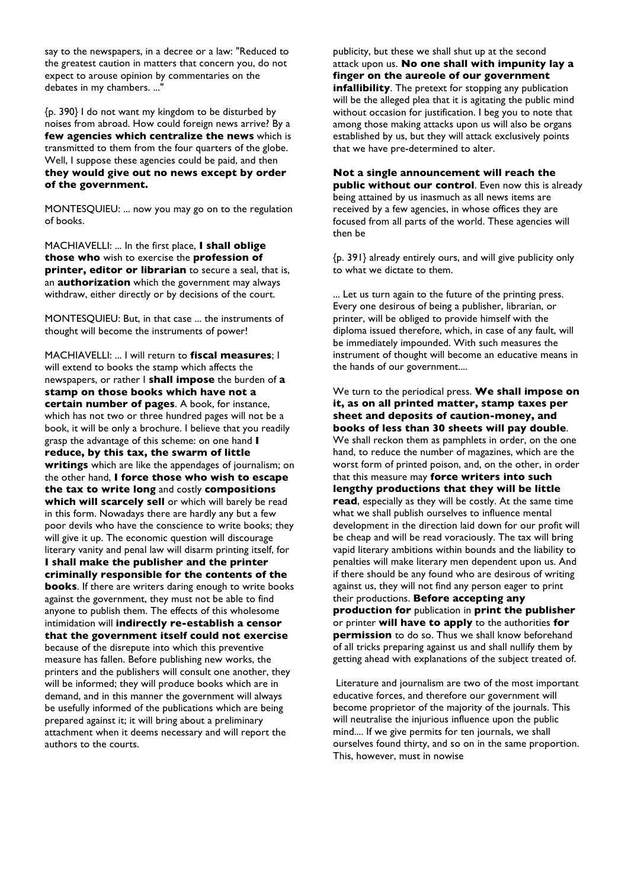say to the newspapers, in a decree or a law: "Reduced to the greatest caution in matters that concern you, do not expect to arouse opinion by commentaries on the debates in my chambers. ..."

{p. 390} I do not want my kingdom to be disturbed by noises from abroad. How could foreign news arrive? By a **few agencies which centralize the news** which is transmitted to them from the four quarters of the globe. Well, I suppose these agencies could be paid, and then **they would give out no news except by order of the government.**

MONTESQUIEU: ... now you may go on to the regulation of books.

MACHIAVELLI: ... In the first place, **I shall oblige those who** wish to exercise the **profession of printer, editor or librarian** to secure a seal, that is, an **authorization** which the government may always withdraw, either directly or by decisions of the court.

MONTESQUIEU: But, in that case ... the instruments of thought will become the instruments of power!

MACHIAVELLI: ... I will return to **fiscal measures**; I will extend to books the stamp which affects the newspapers, or rather I **shall impose** the burden of **a stamp on those books which have not a certain number of pages**. A book, for instance, which has not two or three hundred pages will not be a book, it will be only a brochure. I believe that you readily grasp the advantage of this scheme: on one hand **I reduce, by this tax, the swarm of little writings** which are like the appendages of journalism; on the other hand, **I force those who wish to escape the tax to write long** and costly **compositions which will scarcely sell** or which will barely be read in this form. Nowadays there are hardly any but a few poor devils who have the conscience to write books; they will give it up. The economic question will discourage literary vanity and penal law will disarm printing itself, for **I shall make the publisher and the printer criminally responsible for the contents of the books**. If there are writers daring enough to write books against the government, they must not be able to find anyone to publish them. The effects of this wholesome intimidation will **indirectly re-establish a censor that the government itself could not exercise** because of the disrepute into which this preventive measure has fallen. Before publishing new works, the printers and the publishers will consult one another, they will be informed; they will produce books which are in demand, and in this manner the government will always be usefully informed of the publications which are being prepared against it; it will bring about a preliminary attachment when it deems necessary and will report the authors to the courts.

publicity, but these we shall shut up at the second attack upon us. **No one shall with impunity lay a finger on the aureole of our government infallibility**. The pretext for stopping any publication will be the alleged plea that it is agitating the public mind without occasion for justification. I beg you to note that among those making attacks upon us will also be organs established by us, but they will attack exclusively points that we have pre-determined to alter.

**Not a single announcement will reach the public without our control**. Even now this is already being attained by us inasmuch as all news items are received by a few agencies, in whose offices they are focused from all parts of the world. These agencies will then be

{p. 391} already entirely ours, and will give publicity only to what we dictate to them.

... Let us turn again to the future of the printing press. Every one desirous of being a publisher, librarian, or printer, will be obliged to provide himself with the diploma issued therefore, which, in case of any fault, will be immediately impounded. With such measures the instrument of thought will become an educative means in the hands of our government....

We turn to the periodical press. **We shall impose on it, as on all printed matter, stamp taxes per sheet and deposits of caution-money, and books of less than 30 sheets will pay double**. We shall reckon them as pamphlets in order, on the one hand, to reduce the number of magazines, which are the worst form of printed poison, and, on the other, in order that this measure may **force writers into such lengthy productions that they will be little read**, especially as they will be costly. At the same time what we shall publish ourselves to influence mental development in the direction laid down for our profit will be cheap and will be read voraciously. The tax will bring vapid literary ambitions within bounds and the liability to penalties will make literary men dependent upon us. And if there should be any found who are desirous of writing against us, they will not find any person eager to print their productions. **Before accepting any production for** publication in **print the publisher** or printer **will have to apply** to the authorities **for permission** to do so. Thus we shall know beforehand of all tricks preparing against us and shall nullify them by getting ahead with explanations of the subject treated of.

Literature and journalism are two of the most important educative forces, and therefore our government will become proprietor of the majority of the journals. This will neutralise the injurious influence upon the public mind.... If we give permits for ten journals, we shall ourselves found thirty, and so on in the same proportion. This, however, must in nowise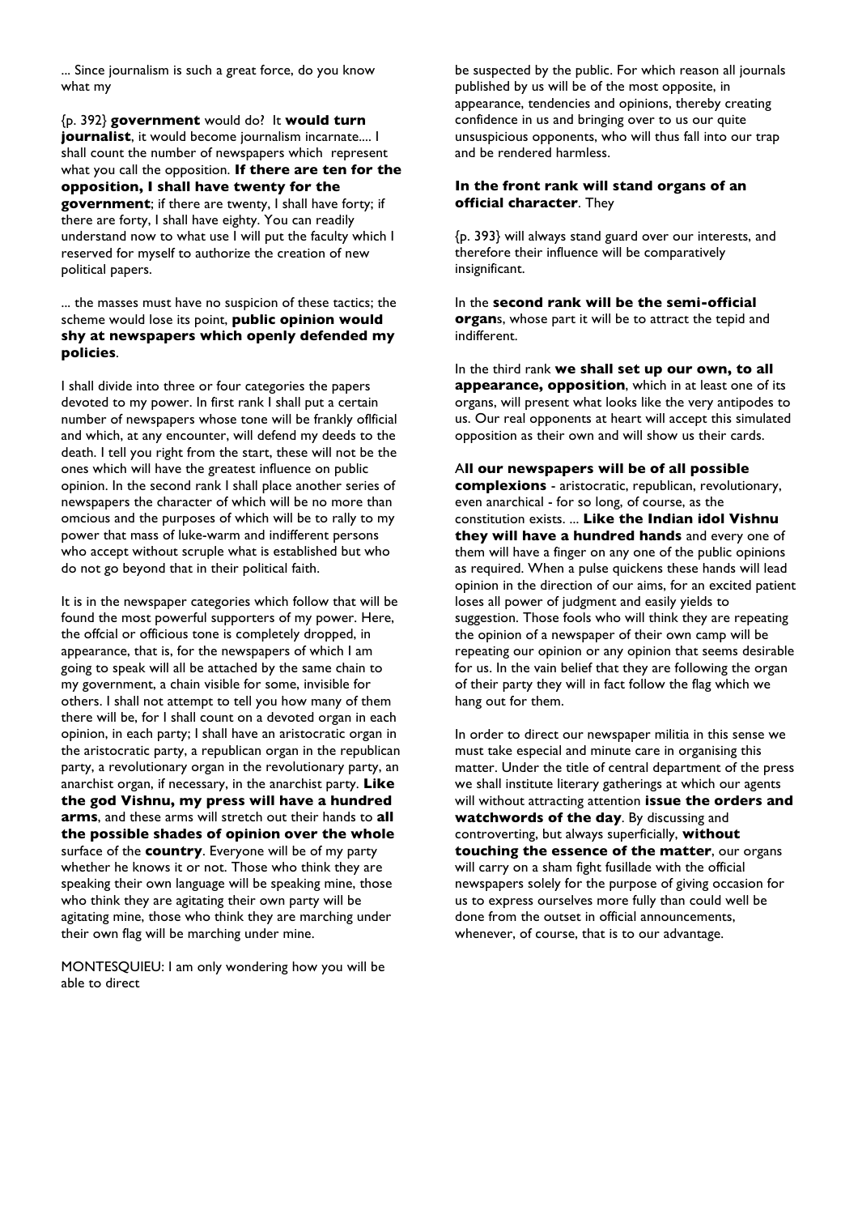... Since journalism is such a great force, do you know what my

{p. 392} **government** would do? It **would turn journalist**, it would become journalism incarnate.... I shall count the number of newspapers which represent what you call the opposition. **If there are ten for the opposition, I shall have twenty for the government**; if there are twenty, I shall have forty; if there are forty, I shall have eighty. You can readily understand now to what use I will put the faculty which I reserved for myself to authorize the creation of new political papers.

... the masses must have no suspicion of these tactics; the scheme would lose its point, **public opinion would shy at newspapers which openly defended my policies**.

I shall divide into three or four categories the papers devoted to my power. In first rank I shall put a certain number of newspapers whose tone will be frankly oflficial and which, at any encounter, will defend my deeds to the death. I tell you right from the start, these will not be the ones which will have the greatest influence on public opinion. In the second rank I shall place another series of newspapers the character of which will be no more than omcious and the purposes of which will be to rally to my power that mass of luke-warm and indifferent persons who accept without scruple what is established but who do not go beyond that in their political faith.

It is in the newspaper categories which follow that will be found the most powerful supporters of my power. Here, the offcial or officious tone is completely dropped, in appearance, that is, for the newspapers of which I am going to speak will all be attached by the same chain to my government, a chain visible for some, invisible for others. I shall not attempt to tell you how many of them there will be, for I shall count on a devoted organ in each opinion, in each party; I shall have an aristocratic organ in the aristocratic party, a republican organ in the republican party, a revolutionary organ in the revolutionary party, an anarchist organ, if necessary, in the anarchist party. **Like the god Vishnu, my press will have a hundred arms**, and these arms will stretch out their hands to **all the possible shades of opinion over the whole** surface of the **country**. Everyone will be of my party whether he knows it or not. Those who think they are speaking their own language will be speaking mine, those who think they are agitating their own party will be agitating mine, those who think they are marching under their own flag will be marching under mine.

MONTESQUIEU: I am only wondering how you will be able to direct

be suspected by the public. For which reason all journals published by us will be of the most opposite, in appearance, tendencies and opinions, thereby creating confidence in us and bringing over to us our quite unsuspicious opponents, who will thus fall into our trap and be rendered harmless.

**In the front rank will stand organs of an official character**. They

{p. 393} will always stand guard over our interests, and therefore their influence will be comparatively insignificant.

In the **second rank will be the semi-official organ**s, whose part it will be to attract the tepid and indifferent.

In the third rank **we shall set up our own, to all appearance, opposition**, which in at least one of its organs, will present what looks like the very antipodes to us. Our real opponents at heart will accept this simulated opposition as their own and will show us their cards.

A**ll our newspapers will be of all possible complexions** - aristocratic, republican, revolutionary, even anarchical - for so long, of course, as the constitution exists. ... **Like the Indian idol Vishnu they will have a hundred hands** and every one of them will have a finger on any one of the public opinions as required. When a pulse quickens these hands will lead opinion in the direction of our aims, for an excited patient loses all power of judgment and easily yields to suggestion. Those fools who will think they are repeating the opinion of a newspaper of their own camp will be repeating our opinion or any opinion that seems desirable for us. In the vain belief that they are following the organ of their party they will in fact follow the flag which we hang out for them.

In order to direct our newspaper militia in this sense we must take especial and minute care in organising this matter. Under the title of central department of the press we shall institute literary gatherings at which our agents will without attracting attention **issue the orders and watchwords of the day**. By discussing and controverting, but always superficially, **without touching the essence of the matter**, our organs will carry on a sham fight fusillade with the official newspapers solely for the purpose of giving occasion for us to express ourselves more fully than could well be done from the outset in official announcements, whenever, of course, that is to our advantage.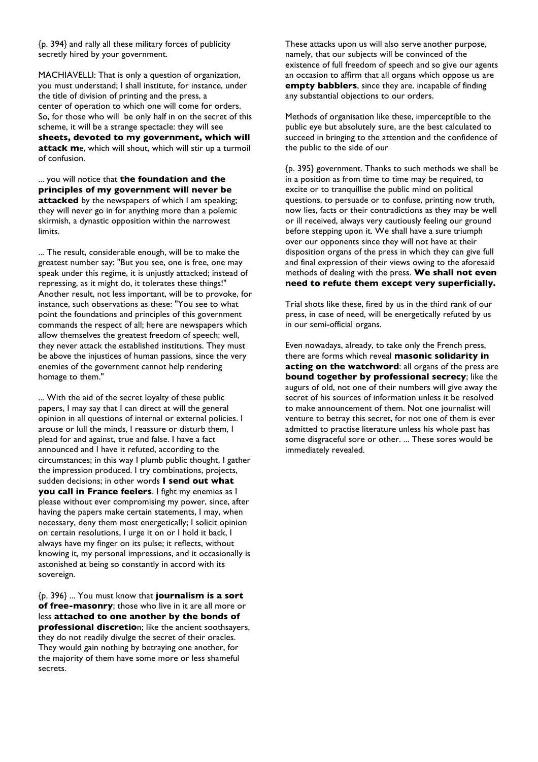{p. 394} and rally all these military forces of publicity secretly hired by your government.

MACHIAVELLI: That is only a question of organization, you must understand; I shall institute, for instance, under the title of division of printing and the press, a center of operation to which one will come for orders. So, for those who will be only half in on the secret of this scheme, it will be a strange spectacle: they will see **sheets, devoted to my government, which will attack m**e, which will shout, which will stir up a turmoil of confusion.

... you will notice that **the foundation and the principles of my government will never be attacked** by the newspapers of which I am speaking; they will never go in for anything more than a polemic skirmish, a dynastic opposition within the narrowest limits.

... The result, considerable enough, will be to make the greatest number say: "But you see, one is free, one may speak under this regime, it is unjustly attacked; instead of repressing, as it might do, it tolerates these things!" Another result, not less important, will be to provoke, for instance, such observations as these: "You see to what point the foundations and principles of this government commands the respect of all; here are newspapers which allow themselves the greatest freedom of speech; well, they never attack the established institutions. They must be above the injustices of human passions, since the very enemies of the government cannot help rendering homage to them."

... With the aid of the secret loyalty of these public papers, I may say that I can direct at will the general opinion in all questions of internal or external policies. I arouse or lull the minds, I reassure or disturb them, I plead for and against, true and false. I have a fact announced and I have it refuted, according to the circumstances; in this way I plumb public thought, I gather the impression produced. I try combinations, projects, sudden decisions; in other words **I send out what you call in France feelers**. I fight my enemies as I please without ever compromising my power, since, after having the papers make certain statements, I may, when necessary, deny them most energetically; I solicit opinion on certain resolutions, I urge it on or I hold it back, I always have my finger on its pulse; it reflects, without knowing it, my personal impressions, and it occasionally is astonished at being so constantly in accord with its sovereign.

{p. 396} ... You must know that **journalism is a sort of free-masonry**; those who live in it are all more or less **attached to one another by the bonds of professional discretio**n; like the ancient soothsayers, they do not readily divulge the secret of their oracles. They would gain nothing by betraying one another, for the majority of them have some more or less shameful secrets.

These attacks upon us will also serve another purpose, namely, that our subjects will be convinced of the existence of full freedom of speech and so give our agents an occasion to affirm that all organs which oppose us are **empty babblers**, since they are. incapable of finding any substantial objections to our orders.

Methods of organisation like these, imperceptible to the public eye but absolutely sure, are the best calculated to succeed in bringing to the attention and the confidence of the public to the side of our

{p. 395} government. Thanks to such methods we shall be in a position as from time to time may be required, to excite or to tranquillise the public mind on political questions, to persuade or to confuse, printing now truth, now lies, facts or their contradictions as they may be well or ill received, always very cautiously feeling our ground before stepping upon it. We shall have a sure triumph over our opponents since they will not have at their disposition organs of the press in which they can give full and final expression of their views owing to the aforesaid methods of dealing with the press. **We shall not even need to refute them except very superficially.**

Trial shots like these, fired by us in the third rank of our press, in case of need, will be energetically refuted by us in our semi-official organs.

Even nowadays, already, to take only the French press, there are forms which reveal **masonic solidarity in acting on the watchword**: all organs of the press are **bound together by professional secrecy**; like the augurs of old, not one of their numbers will give away the secret of his sources of information unless it be resolved to make announcement of them. Not one journalist will venture to betray this secret, for not one of them is ever admitted to practise literature unless his whole past has some disgraceful sore or other. ... These sores would be immediately revealed.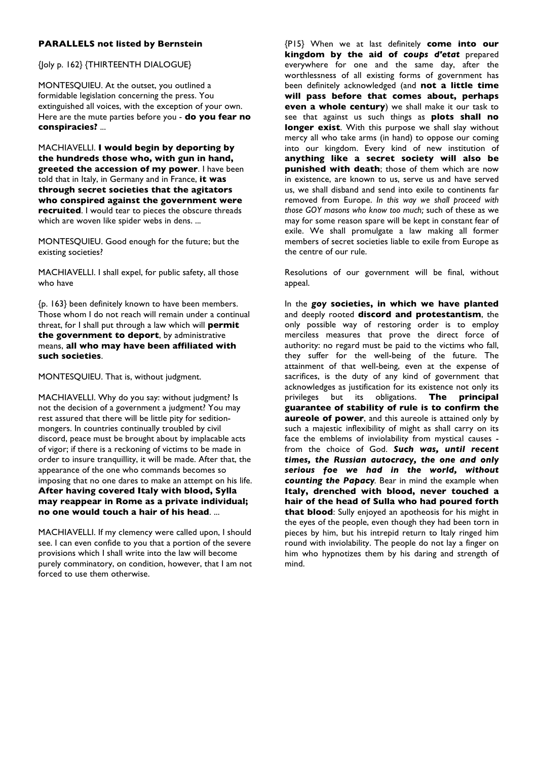**PARALLELS not listed by Bernstein**

{Joly p. 162} {THIRTEENTH DIALOGUE}

MONTESQUIEU. At the outset, you outlined a formidable legislation concerning the press. You extinguished all voices, with the exception of your own. Here are the mute parties before you - **do you fear no conspiracies?** ...

MACHIAVELLI. **I would begin by deporting by the hundreds those who, with gun in hand, greeted the accession of my power**. I have been told that in Italy, in Germany and in France, **it was through secret societies that the agitators who conspired against the government were recruited**. I would tear to pieces the obscure threads which are woven like spider webs in dens. ...

MONTESQUIEU. Good enough for the future; but the existing societies?

MACHIAVELLI. I shall expel, for public safety, all those who have

{p. 163} been definitely known to have been members. Those whom I do not reach will remain under a continual threat, for I shall put through a law which will **permit the government to deport**, by administrative means, **all who may have been affiliated with such societies**.

MONTESQUIEU. That is, without judgment.

MACHIAVELLI. Why do you say: without judgment? Is not the decision of a government a judgment? You may rest assured that there will be little pity for sedition-mongers. In countries continually troubled by civil discord, peace must be brought about by implacable acts of vigor; if there is a reckoning of victims to be made in order to insure tranquillity, it will be made. After that, the appearance of the one who commands becomes so imposing that no one dares to make an attempt on his life. **After having covered Italy with blood, Sylla may reappear in Rome as a private individual; no one would touch a hair of his head**. ...

MACHIAVELLI. If my clemency were called upon, I should see. I can even confide to you that a portion of the severe provisions which I shall write into the law will become purely comminatory, on condition, however, that I am not forced to use them otherwise.

{P15} When we at last definitely **come into our kingdom by the aid of *coups d'etat*** prepared everywhere for one and the same day, after the worthlessness of all existing forms of government has been definitely acknowledged (and **not a little time will pass before that comes about, perhaps even a whole century**) we shall make it our task to see that against us such things as **plots shall no longer exist**. With this purpose we shall slay without mercy all who take arms (in hand) to oppose our coming into our kingdom. Every kind of new institution of **anything like a secret society will also be punished with death**; those of them which are now in existence, are known to us, serve us and have served us, we shall disband and send into exile to continents far removed from Europe. *In this way we shall proceed with those GOY masons who know too much;* such of these as we may for some reason spare will be kept in constant fear of exile. We shall promulgate a law making all former members of secret societies liable to exile from Europe as the centre of our rule.

Resolutions of our government will be final, without appeal.

In the ***goy* societies, in which we have planted** and deeply rooted **discord and protestantism**, the only possible way of restoring order is to employ merciless measures that prove the direct force of authority: no regard must be paid to the victims who fall, they suffer for the well-being of the future. The attainment of that well-being, even at the expense of sacrifices, is the duty of any kind of government that acknowledges as justification for its existence not only its privileges but its obligations. **The principal guarantee of stability of rule is to confirm the aureole of power**, and this aureole is attained only by such a majestic inflexibility of might as shall carry on its face the emblems of inviolability from mystical causes - from the choice of God. ***Such was, until recent times, the Russian autocracy, the one and only serious foe we had in the world, without counting the Papacy***. Bear in mind the example when **Italy, drenched with blood, never touched a hair of the head of Sulla who had poured forth that blood**: Sully enjoyed an apotheosis for his might in the eyes of the people, even though they had been torn in pieces by him, but his intrepid return to Italy ringed him round with inviolability. The people do not lay a finger on him who hypnotizes them by his daring and strength of mind.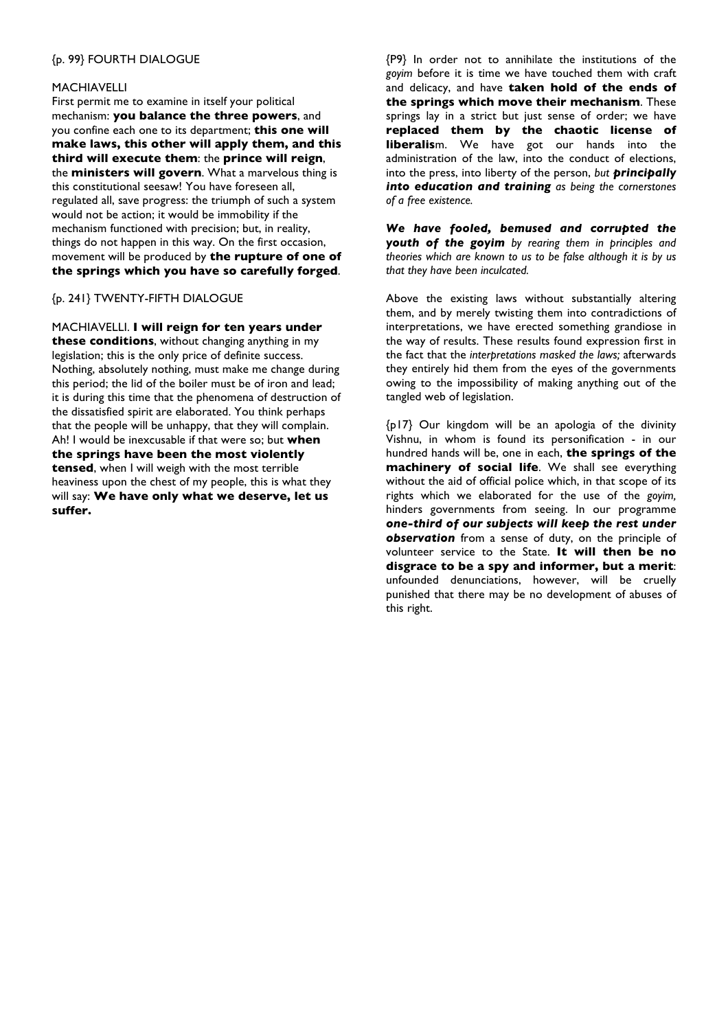{p. 99} FOURTH DIALOGUE

MACHIAVELLI

First permit me to examine in itself your political mechanism: **you balance the three powers**, and you confine each one to its department; **this one will make laws, this other will apply them, and this third will execute them**: the **prince will reign**, the **ministers will govern**. What a marvelous thing is this constitutional seesaw! You have foreseen all, regulated all, save progress: the triumph of such a system would not be action; it would be immobility if the mechanism functioned with precision; but, in reality, things do not happen in this way. On the first occasion, movement will be produced by **the rupture of one of the springs which you have so carefully forged**.

{p. 241} TWENTY-FIFTH DIALOGUE

MACHIAVELLI. **I will reign for ten years under these conditions**, without changing anything in my legislation; this is the only price of definite success. Nothing, absolutely nothing, must make me change during this period; the lid of the boiler must be of iron and lead; it is during this time that the phenomena of destruction of the dissatisfied spirit are elaborated. You think perhaps that the people will be unhappy, that they will complain. Ah! I would be inexcusable if that were so; but **when the springs have been the most violently tensed**, when I will weigh with the most terrible heaviness upon the chest of my people, this is what they will say: **We have only what we deserve, let us suffer.**

{P9} In order not to annihilate the institutions of the *goyim* before it is time we have touched them with craft and delicacy, and have **taken hold of the ends of the springs which move their mechanism**. These springs lay in a strict but just sense of order; we have **replaced them by the chaotic license of liberalis**m. We have got our hands into the administration of the law, into the conduct of elections, into the press, into liberty of the person, *but **principally into education and training** as being the cornerstones of a free existence.*

***We have fooled, bemused and corrupted the youth of the goyim** by rearing them in principles and theories which are known to us to be false although it is by us that they have been inculcated.*

Above the existing laws without substantially altering them, and by merely twisting them into contradictions of interpretations, we have erected something grandiose in the way of results. These results found expression first in the fact that the *interpretations masked the laws;* afterwards they entirely hid them from the eyes of the governments owing to the impossibility of making anything out of the tangled web of legislation.

{p17} Our kingdom will be an apologia of the divinity Vishnu, in whom is found its personification - in our hundred hands will be, one in each, **the springs of the machinery of social life**. We shall see everything without the aid of official police which, in that scope of its rights which we elaborated for the use of the *goyim,* hinders governments from seeing. In our programme ***one-third of our subjects will keep the rest under observation*** from a sense of duty, on the principle of volunteer service to the State. **It will then be no disgrace to be a spy and informer, but a merit**: unfounded denunciations, however, will be cruelly punished that there may be no development of abuses of this right.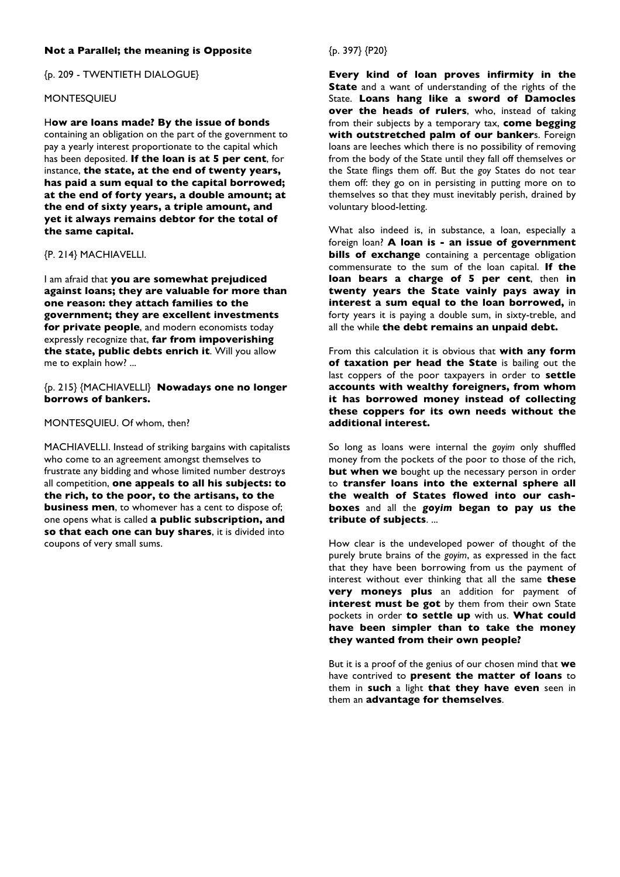**Not a Parallel; the meaning is Opposite**

{p. 209 - TWENTIETH DIALOGUE}

MONTESQUIEU

H**ow are loans made? By the issue of bonds** containing an obligation on the part of the government to pay a yearly interest proportionate to the capital which has been deposited. **If the loan is at 5 per cent**, for instance, **the state, at the end of twenty years, has paid a sum equal to the capital borrowed; at the end of forty years, a double amount; at the end of sixty years, a triple amount, and yet it always remains debtor for the total of the same capital.**

{P. 214} MACHIAVELLI.

I am afraid that **you are somewhat prejudiced against loans; they are valuable for more than one reason: they attach families to the government; they are excellent investments for private people**, and modern economists today expressly recognize that, **far from impoverishing the state, public debts enrich it**. Will you allow me to explain how? ...

{p. 215} {MACHIAVELLI} **Nowadays one no longer borrows of bankers.**

MONTESQUIEU. Of whom, then?

MACHIAVELLI. Instead of striking bargains with capitalists who come to an agreement amongst themselves to frustrate any bidding and whose limited number destroys all competition, **one appeals to all his subjects: to the rich, to the poor, to the artisans, to the business men**, to whomever has a cent to dispose of; one opens what is called **a public subscription, and so that each one can buy shares**, it is divided into coupons of very small sums.

{p. 397} {P20}

**Every kind of loan proves infirmity in the State** and a want of understanding of the rights of the State. **Loans hang like a sword of Damocles over the heads of rulers**, who, instead of taking from their subjects by a temporary tax, **come begging with outstretched palm of our banker**s. Foreign loans are leeches which there is no possibility of removing from the body of the State until they fall off themselves or the State flings them off. But the *goy* States do not tear them off: they go on in persisting in putting more on to themselves so that they must inevitably perish, drained by voluntary blood-letting.

What also indeed is, in substance, a loan, especially a foreign loan? **A loan is - an issue of government bills of exchange** containing a percentage obligation commensurate to the sum of the loan capital. **If the loan bears a charge of 5 per cent**, then **in twenty years the State vainly pays away in interest a sum equal to the loan borrowed,** in forty years it is paying a double sum, in sixty-treble, and all the while **the debt remains an unpaid debt.**

From this calculation it is obvious that **with any form of taxation per head the State** is bailing out the last coppers of the poor taxpayers in order to **settle accounts with wealthy foreigners, from whom it has borrowed money instead of collecting these coppers for its own needs without the additional interest.**

So long as loans were internal the *goyim* only shuffled money from the pockets of the poor to those of the rich, **but when we** bought up the necessary person in order to **transfer loans into the external sphere all the wealth of States flowed into our cash-boxes** and all the ***goyim*** **began to pay us the tribute of subjects**. ...

How clear is the undeveloped power of thought of the purely brute brains of the *goyim*, as expressed in the fact that they have been borrowing from us the payment of interest without ever thinking that all the same **these very moneys plus** an addition for payment of **interest must be got** by them from their own State pockets in order **to settle up** with us. **What could have been simpler than to take the money they wanted from their own people?**

But it is a proof of the genius of our chosen mind that **we** have contrived to **present the matter of loans** to them in **such** a light **that they have even** seen in them an **advantage for themselves**.